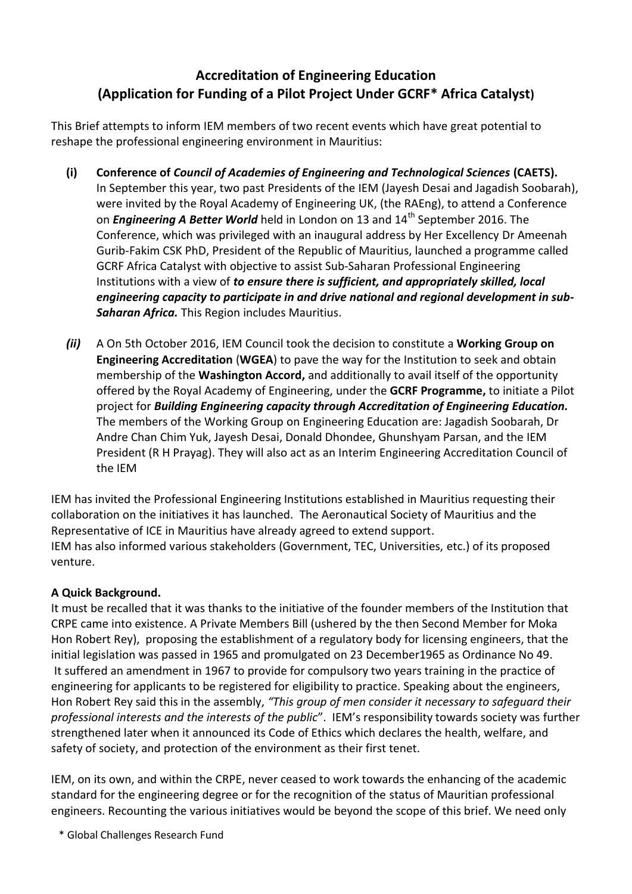# Accreditation of Engineering Education
## (Application for Funding of a Pilot Project Under GCRF* Africa Catalyst)

This Brief attempts to inform IEM members of two recent events which have great potential to reshape the professional engineering environment in Mauritius:

**(i)** **Conference of *Council of Academies of Engineering and Technological Sciences* (CAETS).** In September this year, two past Presidents of the IEM (Jayesh Desai and Jagadish Soobarah), were invited by the Royal Academy of Engineering UK, (the RAEng), to attend a Conference on ***Engineering A Better World*** held in London on 13 and 14th September 2016. The Conference, which was privileged with an inaugural address by Her Excellency Dr Ameenah Gurib-Fakim CSK PhD, President of the Republic of Mauritius, launched a programme called GCRF Africa Catalyst with objective to assist Sub-Saharan Professional Engineering Institutions with a view of ***to ensure there is sufficient, and appropriately skilled, local engineering capacity to participate in and drive national and regional development in sub-Saharan Africa.*** This Region includes Mauritius.

***(ii)*** A On 5th October 2016, IEM Council took the decision to constitute a **Working Group on Engineering Accreditation** (**WGEA**) to pave the way for the Institution to seek and obtain membership of the **Washington Accord,** and additionally to avail itself of the opportunity offered by the Royal Academy of Engineering, under the **GCRF Programme,** to initiate a Pilot project for ***Building Engineering capacity through Accreditation of Engineering Education.*** The members of the Working Group on Engineering Education are: Jagadish Soobarah, Dr Andre Chan Chim Yuk, Jayesh Desai, Donald Dhondee, Ghunshyam Parsan, and the IEM President (R H Prayag). They will also act as an Interim Engineering Accreditation Council of the IEM

IEM has invited the Professional Engineering Institutions established in Mauritius requesting their collaboration on the initiatives it has launched. The Aeronautical Society of Mauritius and the Representative of ICE in Mauritius have already agreed to extend support.
IEM has also informed various stakeholders (Government, TEC, Universities, etc.) of its proposed venture.

**A Quick Background.**
It must be recalled that it was thanks to the initiative of the founder members of the Institution that CRPE came into existence. A Private Members Bill (ushered by the then Second Member for Moka Hon Robert Rey), proposing the establishment of a regulatory body for licensing engineers, that the initial legislation was passed in 1965 and promulgated on 23 December1965 as Ordinance No 49. It suffered an amendment in 1967 to provide for compulsory two years training in the practice of engineering for applicants to be registered for eligibility to practice. Speaking about the engineers, Hon Robert Rey said this in the assembly, *"This group of men consider it necessary to safeguard their professional interests and the interests of the public*". IEM's responsibility towards society was further strengthened later when it announced its Code of Ethics which declares the health, welfare, and safety of society, and protection of the environment as their first tenet.

IEM, on its own, and within the CRPE, never ceased to work towards the enhancing of the academic standard for the engineering degree or for the recognition of the status of Mauritian professional engineers. Recounting the various initiatives would be beyond the scope of this brief. We need only

\* Global Challenges Research Fund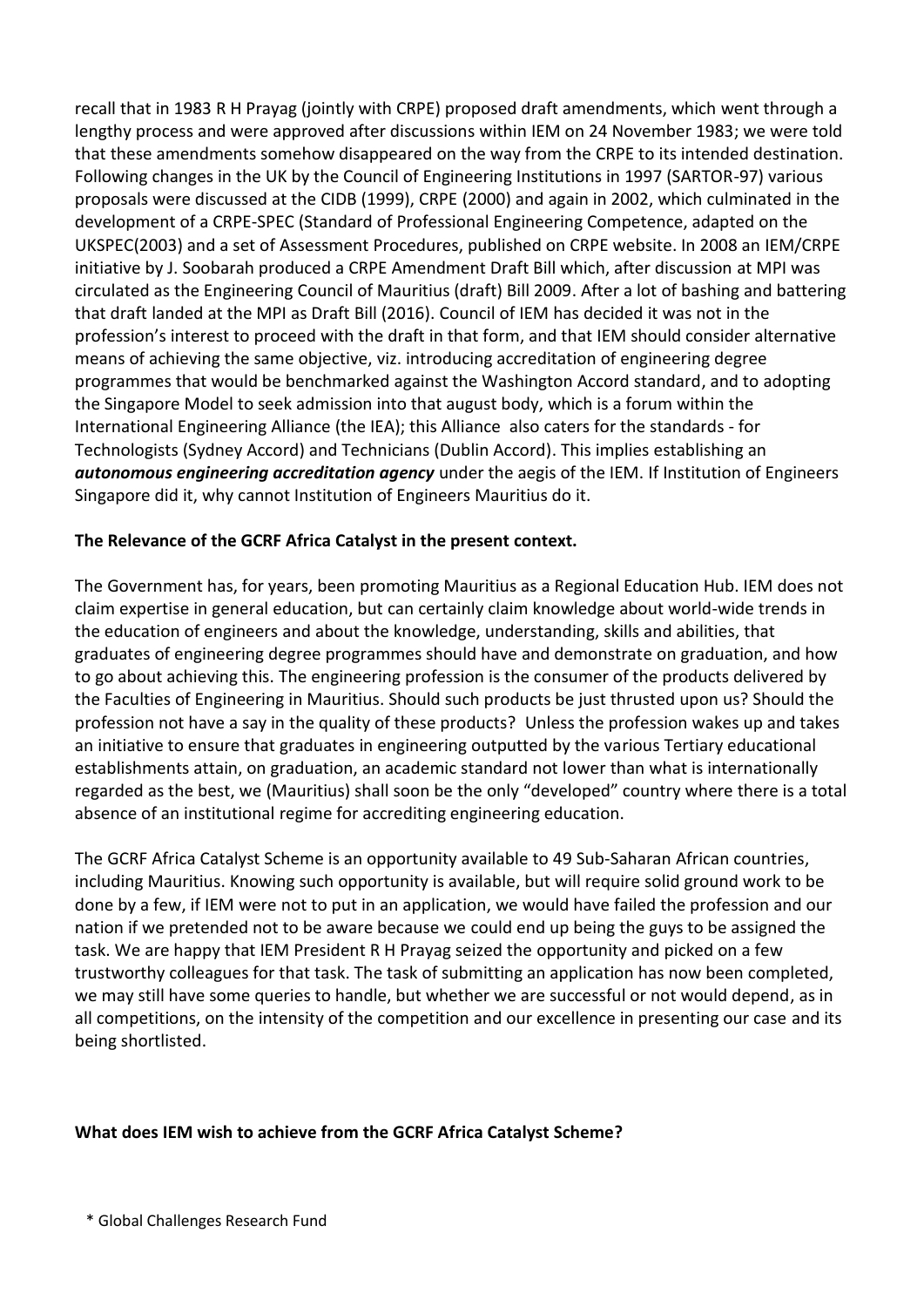recall that in 1983 R H Prayag (jointly with CRPE) proposed draft amendments, which went through a lengthy process and were approved after discussions within IEM on 24 November 1983; we were told that these amendments somehow disappeared on the way from the CRPE to its intended destination. Following changes in the UK by the Council of Engineering Institutions in 1997 (SARTOR-97) various proposals were discussed at the CIDB (1999), CRPE (2000) and again in 2002, which culminated in the development of a CRPE-SPEC (Standard of Professional Engineering Competence, adapted on the UKSPEC(2003) and a set of Assessment Procedures, published on CRPE website. In 2008 an IEM/CRPE initiative by J. Soobarah produced a CRPE Amendment Draft Bill which, after discussion at MPI was circulated as the Engineering Council of Mauritius (draft) Bill 2009. After a lot of bashing and battering that draft landed at the MPI as Draft Bill (2016). Council of IEM has decided it was not in the profession's interest to proceed with the draft in that form, and that IEM should consider alternative means of achieving the same objective, viz. introducing accreditation of engineering degree programmes that would be benchmarked against the Washington Accord standard, and to adopting the Singapore Model to seek admission into that august body, which is a forum within the International Engineering Alliance (the IEA); this Alliance also caters for the standards - for Technologists (Sydney Accord) and Technicians (Dublin Accord). This implies establishing an ***autonomous engineering accreditation agency*** under the aegis of the IEM. If Institution of Engineers Singapore did it, why cannot Institution of Engineers Mauritius do it.

**The Relevance of the GCRF Africa Catalyst in the present context.**

The Government has, for years, been promoting Mauritius as a Regional Education Hub. IEM does not claim expertise in general education, but can certainly claim knowledge about world-wide trends in the education of engineers and about the knowledge, understanding, skills and abilities, that graduates of engineering degree programmes should have and demonstrate on graduation, and how to go about achieving this. The engineering profession is the consumer of the products delivered by the Faculties of Engineering in Mauritius. Should such products be just thrusted upon us? Should the profession not have a say in the quality of these products? Unless the profession wakes up and takes an initiative to ensure that graduates in engineering outputted by the various Tertiary educational establishments attain, on graduation, an academic standard not lower than what is internationally regarded as the best, we (Mauritius) shall soon be the only "developed" country where there is a total absence of an institutional regime for accrediting engineering education.

The GCRF Africa Catalyst Scheme is an opportunity available to 49 Sub-Saharan African countries, including Mauritius. Knowing such opportunity is available, but will require solid ground work to be done by a few, if IEM were not to put in an application, we would have failed the profession and our nation if we pretended not to be aware because we could end up being the guys to be assigned the task. We are happy that IEM President R H Prayag seized the opportunity and picked on a few trustworthy colleagues for that task. The task of submitting an application has now been completed, we may still have some queries to handle, but whether we are successful or not would depend, as in all competitions, on the intensity of the competition and our excellence in presenting our case and its being shortlisted.

**What does IEM wish to achieve from the GCRF Africa Catalyst Scheme?**

\* Global Challenges Research Fund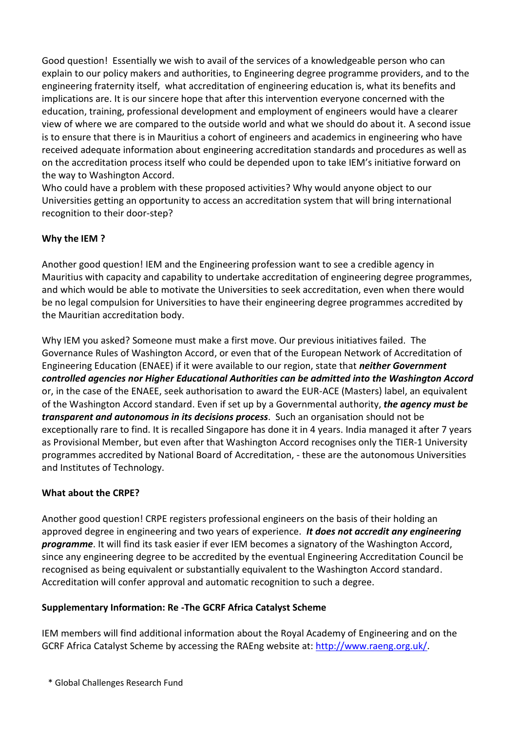Good question! Essentially we wish to avail of the services of a knowledgeable person who can explain to our policy makers and authorities, to Engineering degree programme providers, and to the engineering fraternity itself, what accreditation of engineering education is, what its benefits and implications are. It is our sincere hope that after this intervention everyone concerned with the education, training, professional development and employment of engineers would have a clearer view of where we are compared to the outside world and what we should do about it. A second issue is to ensure that there is in Mauritius a cohort of engineers and academics in engineering who have received adequate information about engineering accreditation standards and procedures as well as on the accreditation process itself who could be depended upon to take IEM's initiative forward on the way to Washington Accord.

Who could have a problem with these proposed activities? Why would anyone object to our Universities getting an opportunity to access an accreditation system that will bring international recognition to their door-step?

**Why the IEM ?**

Another good question! IEM and the Engineering profession want to see a credible agency in Mauritius with capacity and capability to undertake accreditation of engineering degree programmes, and which would be able to motivate the Universities to seek accreditation, even when there would be no legal compulsion for Universities to have their engineering degree programmes accredited by the Mauritian accreditation body.

Why IEM you asked? Someone must make a first move. Our previous initiatives failed. The Governance Rules of Washington Accord, or even that of the European Network of Accreditation of Engineering Education (ENAEE) if it were available to our region, state that ***neither Government controlled agencies nor Higher Educational Authorities can be admitted into the Washington Accord*** or, in the case of the ENAEE, seek authorisation to award the EUR-ACE (Masters) label, an equivalent of the Washington Accord standard. Even if set up by a Governmental authority, ***the agency must be transparent and autonomous in its decisions process***. Such an organisation should not be exceptionally rare to find. It is recalled Singapore has done it in 4 years. India managed it after 7 years as Provisional Member, but even after that Washington Accord recognises only the TIER-1 University programmes accredited by National Board of Accreditation, - these are the autonomous Universities and Institutes of Technology.

**What about the CRPE?**

Another good question! CRPE registers professional engineers on the basis of their holding an approved degree in engineering and two years of experience. ***It does not accredit any engineering programme***. It will find its task easier if ever IEM becomes a signatory of the Washington Accord, since any engineering degree to be accredited by the eventual Engineering Accreditation Council be recognised as being equivalent or substantially equivalent to the Washington Accord standard. Accreditation will confer approval and automatic recognition to such a degree.

**Supplementary Information: Re -The GCRF Africa Catalyst Scheme**

IEM members will find additional information about the Royal Academy of Engineering and on the GCRF Africa Catalyst Scheme by accessing the RAEng website at: [http://www.raeng.org.uk/](http://www.raeng.org.uk/).

\* Global Challenges Research Fund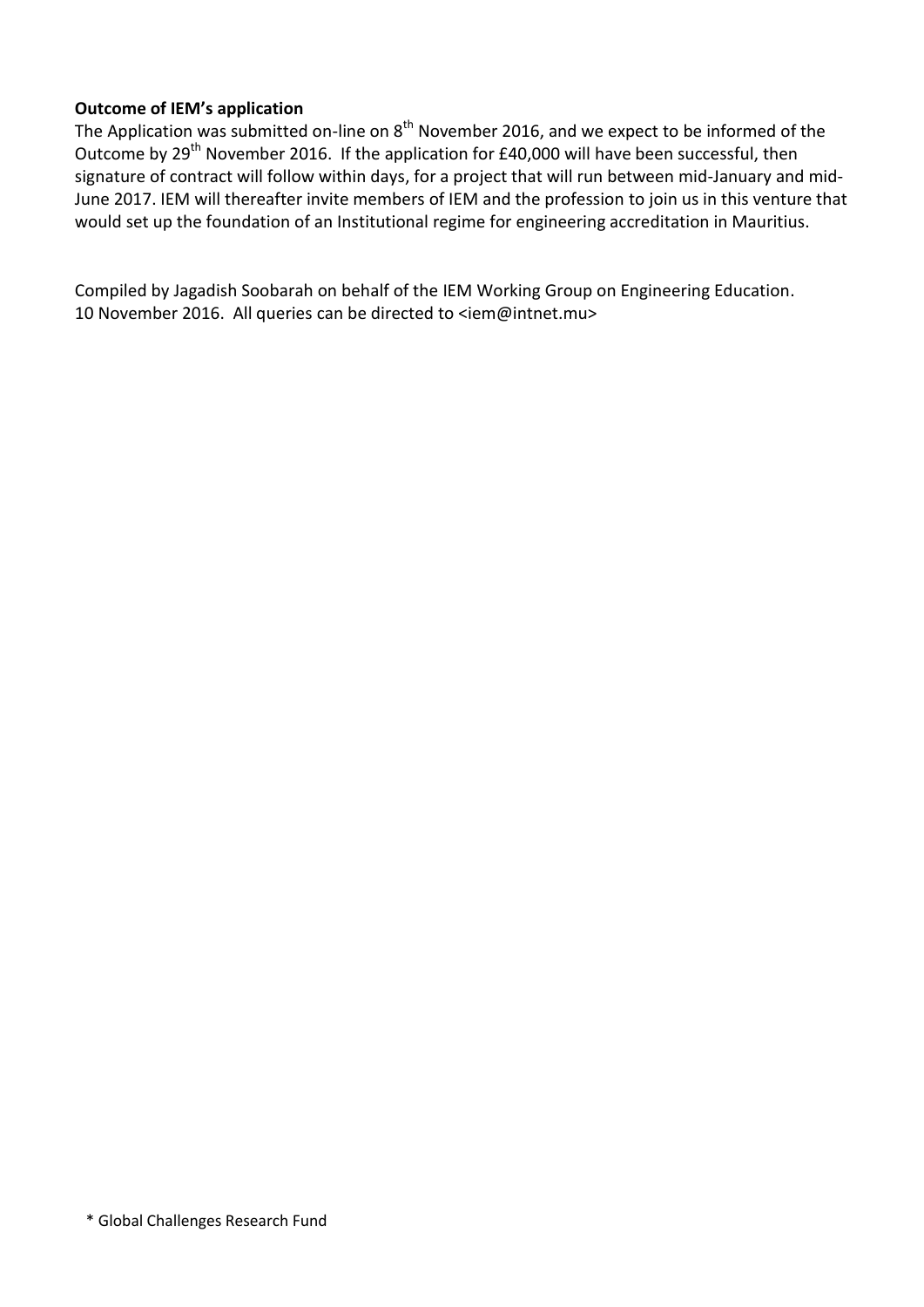**Outcome of IEM's application**

The Application was submitted on-line on 8th November 2016, and we expect to be informed of the Outcome by 29th November 2016. If the application for £40,000 will have been successful, then signature of contract will follow within days, for a project that will run between mid-January and mid-June 2017. IEM will thereafter invite members of IEM and the profession to join us in this venture that would set up the foundation of an Institutional regime for engineering accreditation in Mauritius.

Compiled by Jagadish Soobarah on behalf of the IEM Working Group on Engineering Education.
10 November 2016. All queries can be directed to <iem@intnet.mu>

* Global Challenges Research Fund